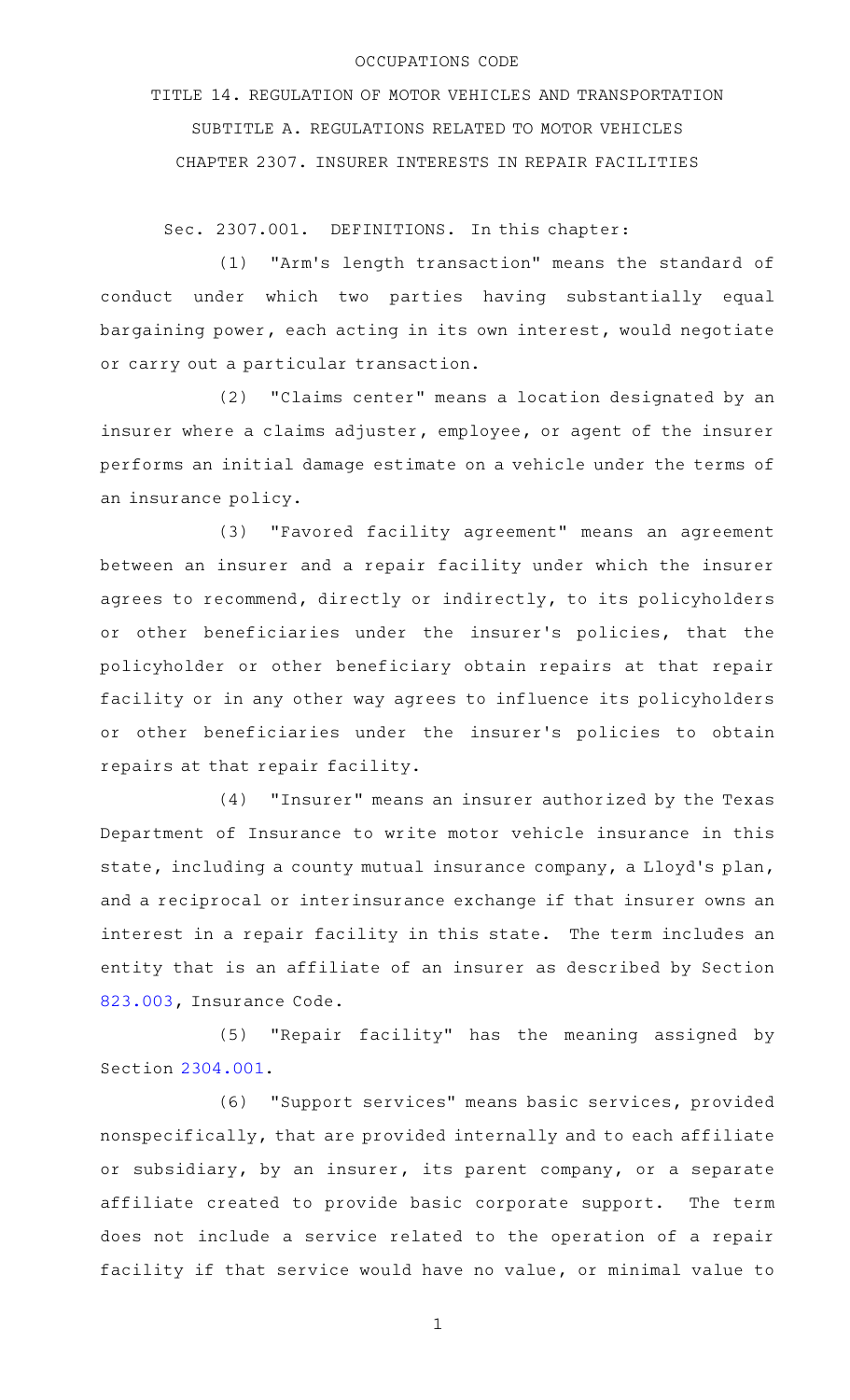OCCUPATIONS CODE

TITLE 14. REGULATION OF MOTOR VEHICLES AND TRANSPORTATION

SUBTITLE A. REGULATIONS RELATED TO MOTOR VEHICLES

CHAPTER 2307. INSURER INTERESTS IN REPAIR FACILITIES

Sec. 2307.001. DEFINITIONS. In this chapter:

(1) "Arm's length transaction" means the standard of conduct under which two parties having substantially equal bargaining power, each acting in its own interest, would negotiate or carry out a particular transaction.

(2) "Claims center" means a location designated by an insurer where a claims adjuster, employee, or agent of the insurer performs an initial damage estimate on a vehicle under the terms of an insurance policy.

(3) "Favored facility agreement" means an agreement between an insurer and a repair facility under which the insurer agrees to recommend, directly or indirectly, to its policyholders or other beneficiaries under the insurer's policies, that the policyholder or other beneficiary obtain repairs at that repair facility or in any other way agrees to influence its policyholders or other beneficiaries under the insurer's policies to obtain repairs at that repair facility.

(4) "Insurer" means an insurer authorized by the Texas Department of Insurance to write motor vehicle insurance in this state, including a county mutual insurance company, a Lloyd's plan, and a reciprocal or interinsurance exchange if that insurer owns an interest in a repair facility in this state. The term includes an entity that is an affiliate of an insurer as described by Section 823.003, Insurance Code.

(5) "Repair facility" has the meaning assigned by Section 2304.001.

(6) "Support services" means basic services, provided nonspecifically, that are provided internally and to each affiliate or subsidiary, by an insurer, its parent company, or a separate affiliate created to provide basic corporate support. The term does not include a service related to the operation of a repair facility if that service would have no value, or minimal value to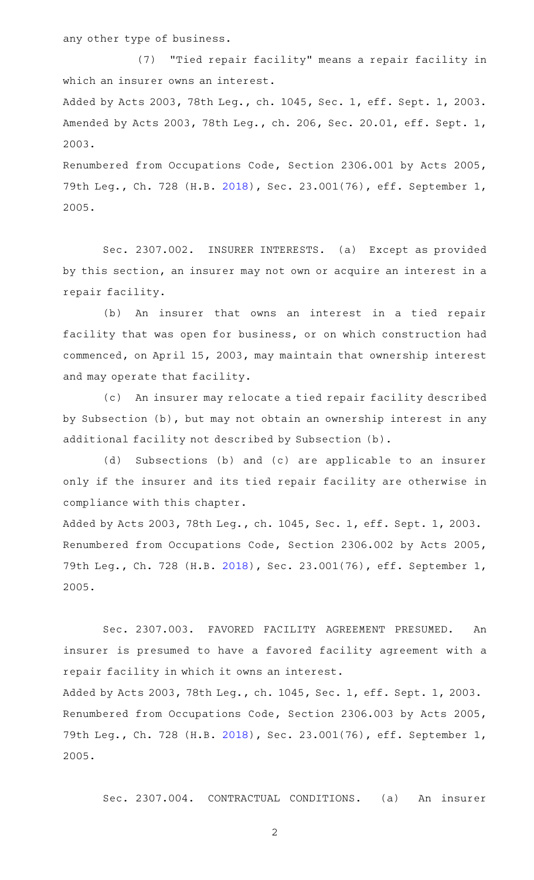any other type of business.

(7) "Tied repair facility" means a repair facility in which an insurer owns an interest.

Added by Acts 2003, 78th Leg., ch. 1045, Sec. 1, eff. Sept. 1, 2003. Amended by Acts 2003, 78th Leg., ch. 206, Sec. 20.01, eff. Sept. 1, 2003.

Renumbered from Occupations Code, Section 2306.001 by Acts 2005, 79th Leg., Ch. 728 (H.B. 2018), Sec. 23.001(76), eff. September 1, 2005.

Sec. 2307.002. INSURER INTERESTS. (a) Except as provided by this section, an insurer may not own or acquire an interest in a repair facility.

(b) An insurer that owns an interest in a tied repair facility that was open for business, or on which construction had commenced, on April 15, 2003, may maintain that ownership interest and may operate that facility.

(c) An insurer may relocate a tied repair facility described by Subsection (b), but may not obtain an ownership interest in any additional facility not described by Subsection (b).

(d) Subsections (b) and (c) are applicable to an insurer only if the insurer and its tied repair facility are otherwise in compliance with this chapter.

Added by Acts 2003, 78th Leg., ch. 1045, Sec. 1, eff. Sept. 1, 2003. Renumbered from Occupations Code, Section 2306.002 by Acts 2005, 79th Leg., Ch. 728 (H.B. 2018), Sec. 23.001(76), eff. September 1, 2005.

Sec. 2307.003. FAVORED FACILITY AGREEMENT PRESUMED. An insurer is presumed to have a favored facility agreement with a repair facility in which it owns an interest.

Added by Acts 2003, 78th Leg., ch. 1045, Sec. 1, eff. Sept. 1, 2003. Renumbered from Occupations Code, Section 2306.003 by Acts 2005, 79th Leg., Ch. 728 (H.B. 2018), Sec. 23.001(76), eff. September 1, 2005.

Sec. 2307.004. CONTRACTUAL CONDITIONS. (a) An insurer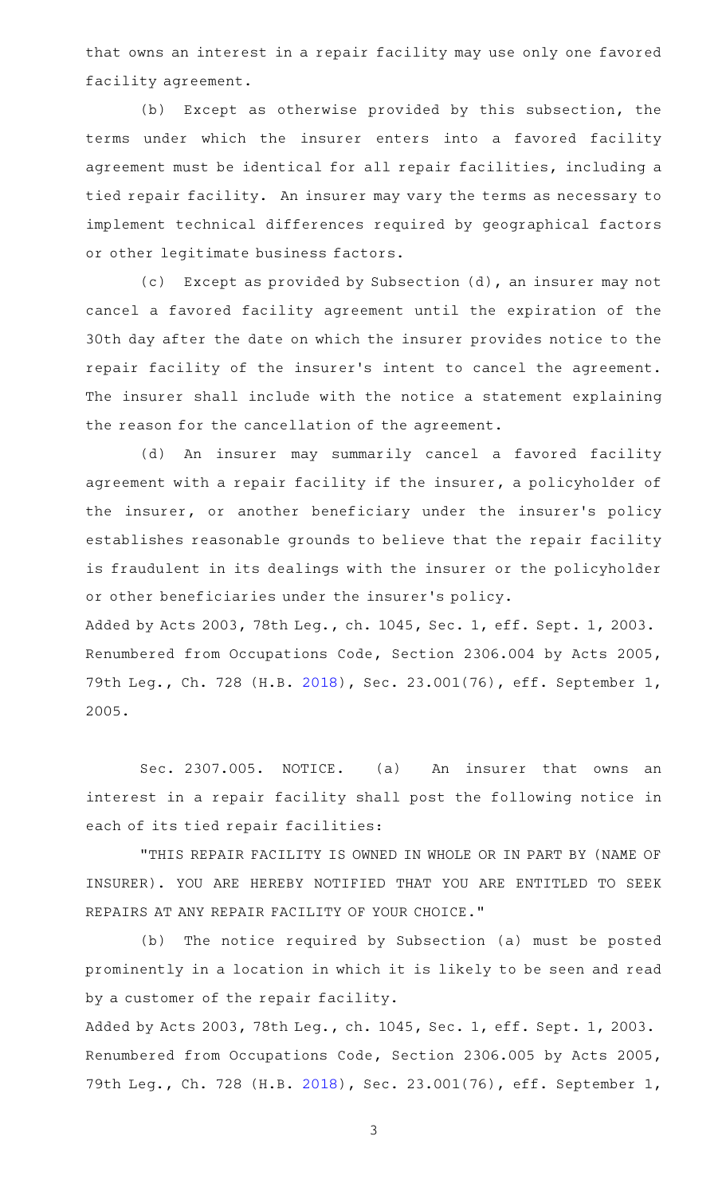that owns an interest in a repair facility may use only one favored facility agreement.

(b) Except as otherwise provided by this subsection, the terms under which the insurer enters into a favored facility agreement must be identical for all repair facilities, including a tied repair facility. An insurer may vary the terms as necessary to implement technical differences required by geographical factors or other legitimate business factors.

(c) Except as provided by Subsection (d), an insurer may not cancel a favored facility agreement until the expiration of the 30th day after the date on which the insurer provides notice to the repair facility of the insurer's intent to cancel the agreement. The insurer shall include with the notice a statement explaining the reason for the cancellation of the agreement.

(d) An insurer may summarily cancel a favored facility agreement with a repair facility if the insurer, a policyholder of the insurer, or another beneficiary under the insurer's policy establishes reasonable grounds to believe that the repair facility is fraudulent in its dealings with the insurer or the policyholder or other beneficiaries under the insurer's policy.

Added by Acts 2003, 78th Leg., ch. 1045, Sec. 1, eff. Sept. 1, 2003. Renumbered from Occupations Code, Section 2306.004 by Acts 2005, 79th Leg., Ch. 728 (H.B. 2018), Sec. 23.001(76), eff. September 1, 2005.

Sec. 2307.005. NOTICE. (a) An insurer that owns an interest in a repair facility shall post the following notice in each of its tied repair facilities:

"THIS REPAIR FACILITY IS OWNED IN WHOLE OR IN PART BY (NAME OF INSURER). YOU ARE HEREBY NOTIFIED THAT YOU ARE ENTITLED TO SEEK REPAIRS AT ANY REPAIR FACILITY OF YOUR CHOICE."

(b) The notice required by Subsection (a) must be posted prominently in a location in which it is likely to be seen and read by a customer of the repair facility.

Added by Acts 2003, 78th Leg., ch. 1045, Sec. 1, eff. Sept. 1, 2003. Renumbered from Occupations Code, Section 2306.005 by Acts 2005, 79th Leg., Ch. 728 (H.B. 2018), Sec. 23.001(76), eff. September 1,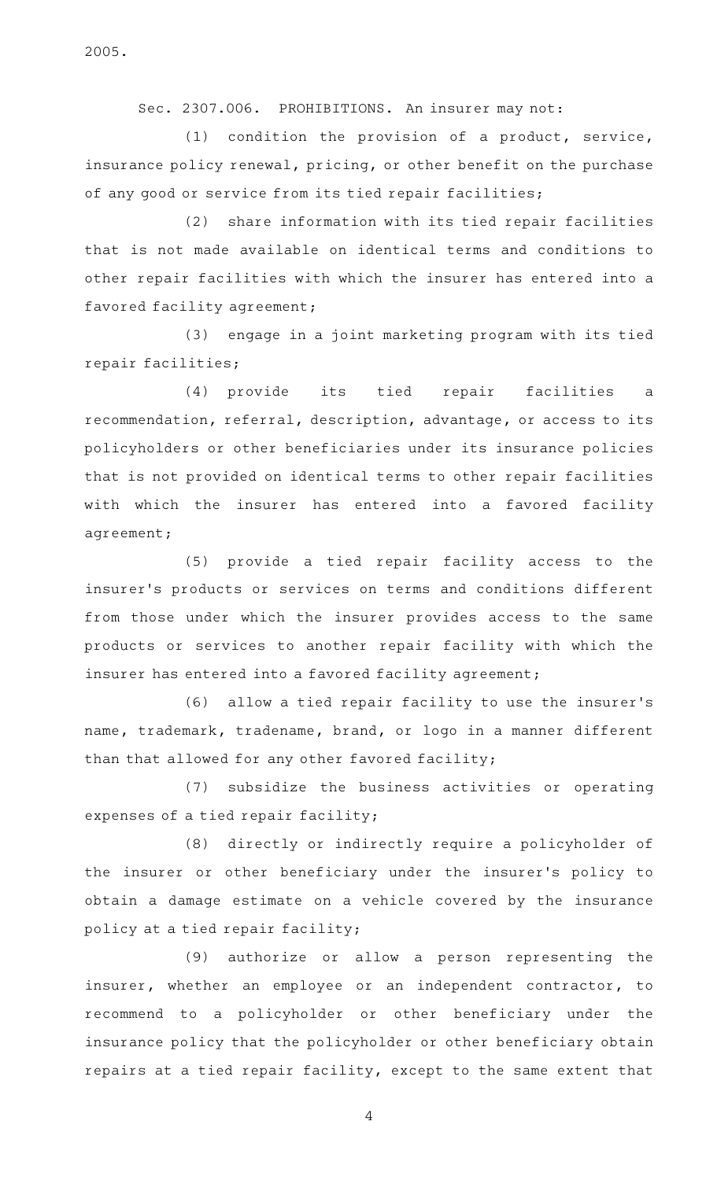2005.

Sec. 2307.006. PROHIBITIONS. An insurer may not:

(1) condition the provision of a product, service, insurance policy renewal, pricing, or other benefit on the purchase of any good or service from its tied repair facilities;

(2) share information with its tied repair facilities that is not made available on identical terms and conditions to other repair facilities with which the insurer has entered into a favored facility agreement;

(3) engage in a joint marketing program with its tied repair facilities;

(4) provide its tied repair facilities a recommendation, referral, description, advantage, or access to its policyholders or other beneficiaries under its insurance policies that is not provided on identical terms to other repair facilities with which the insurer has entered into a favored facility agreement;

(5) provide a tied repair facility access to the insurer's products or services on terms and conditions different from those under which the insurer provides access to the same products or services to another repair facility with which the insurer has entered into a favored facility agreement;

(6) allow a tied repair facility to use the insurer's name, trademark, tradename, brand, or logo in a manner different than that allowed for any other favored facility;

(7) subsidize the business activities or operating expenses of a tied repair facility;

(8) directly or indirectly require a policyholder of the insurer or other beneficiary under the insurer's policy to obtain a damage estimate on a vehicle covered by the insurance policy at a tied repair facility;

(9) authorize or allow a person representing the insurer, whether an employee or an independent contractor, to recommend to a policyholder or other beneficiary under the insurance policy that the policyholder or other beneficiary obtain repairs at a tied repair facility, except to the same extent that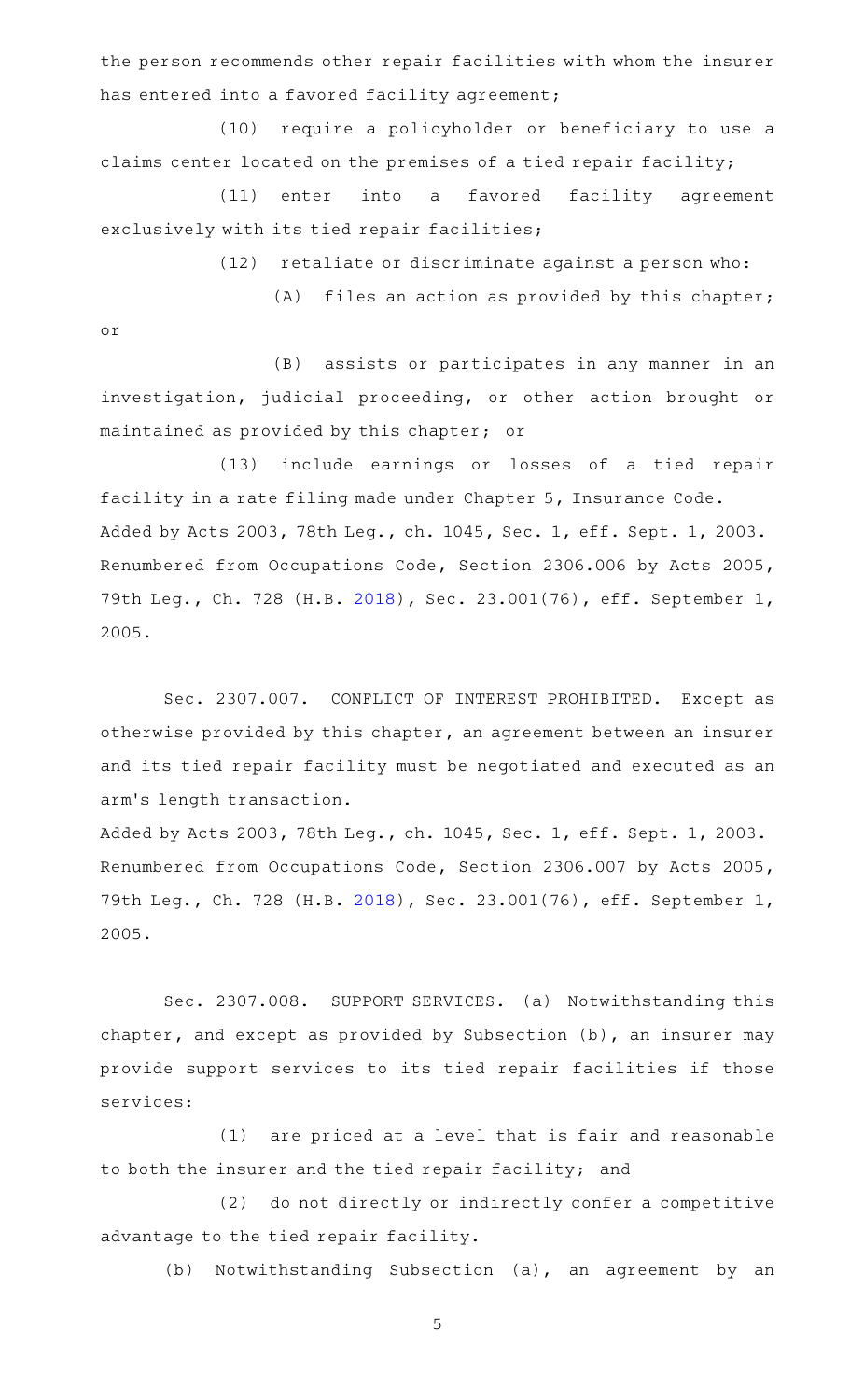the person recommends other repair facilities with whom the insurer has entered into a favored facility agreement;

(10) require a policyholder or beneficiary to use a claims center located on the premises of a tied repair facility;

(11) enter into a favored facility agreement exclusively with its tied repair facilities;

(12) retaliate or discriminate against a person who:

(A) files an action as provided by this chapter; or

(B) assists or participates in any manner in an investigation, judicial proceeding, or other action brought or maintained as provided by this chapter; or

(13) include earnings or losses of a tied repair facility in a rate filing made under Chapter 5, Insurance Code.

Added by Acts 2003, 78th Leg., ch. 1045, Sec. 1, eff. Sept. 1, 2003.
Renumbered from Occupations Code, Section 2306.006 by Acts 2005, 79th Leg., Ch. 728 (H.B. 2018), Sec. 23.001(76), eff. September 1, 2005.

Sec. 2307.007. CONFLICT OF INTEREST PROHIBITED. Except as otherwise provided by this chapter, an agreement between an insurer and its tied repair facility must be negotiated and executed as an arm's length transaction.

Added by Acts 2003, 78th Leg., ch. 1045, Sec. 1, eff. Sept. 1, 2003.
Renumbered from Occupations Code, Section 2306.007 by Acts 2005, 79th Leg., Ch. 728 (H.B. 2018), Sec. 23.001(76), eff. September 1, 2005.

Sec. 2307.008. SUPPORT SERVICES. (a) Notwithstanding this chapter, and except as provided by Subsection (b), an insurer may provide support services to its tied repair facilities if those services:

(1) are priced at a level that is fair and reasonable to both the insurer and the tied repair facility; and

(2) do not directly or indirectly confer a competitive advantage to the tied repair facility.

(b) Notwithstanding Subsection (a), an agreement by an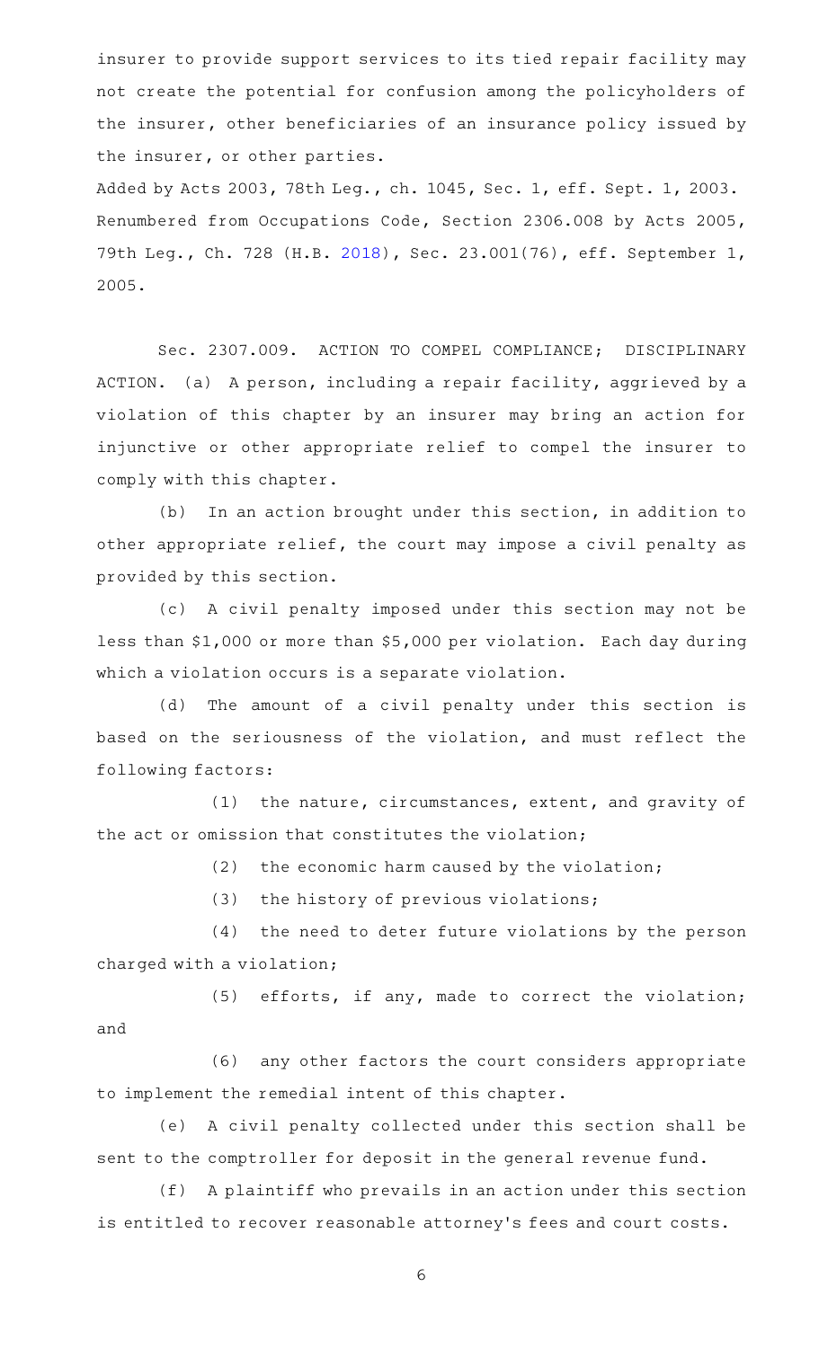insurer to provide support services to its tied repair facility may not create the potential for confusion among the policyholders of the insurer, other beneficiaries of an insurance policy issued by the insurer, or other parties.

Added by Acts 2003, 78th Leg., ch. 1045, Sec. 1, eff. Sept. 1, 2003. Renumbered from Occupations Code, Section 2306.008 by Acts 2005, 79th Leg., Ch. 728 (H.B. 2018), Sec. 23.001(76), eff. September 1, 2005.

Sec. 2307.009. ACTION TO COMPEL COMPLIANCE; DISCIPLINARY ACTION. (a) A person, including a repair facility, aggrieved by a violation of this chapter by an insurer may bring an action for injunctive or other appropriate relief to compel the insurer to comply with this chapter.

(b) In an action brought under this section, in addition to other appropriate relief, the court may impose a civil penalty as provided by this section.

(c) A civil penalty imposed under this section may not be less than $1,000 or more than $5,000 per violation. Each day during which a violation occurs is a separate violation.

(d) The amount of a civil penalty under this section is based on the seriousness of the violation, and must reflect the following factors:

(1) the nature, circumstances, extent, and gravity of the act or omission that constitutes the violation;

(2) the economic harm caused by the violation;

(3) the history of previous violations;

(4) the need to deter future violations by the person charged with a violation;

(5) efforts, if any, made to correct the violation; and

(6) any other factors the court considers appropriate to implement the remedial intent of this chapter.

(e) A civil penalty collected under this section shall be sent to the comptroller for deposit in the general revenue fund.

(f) A plaintiff who prevails in an action under this section is entitled to recover reasonable attorney's fees and court costs.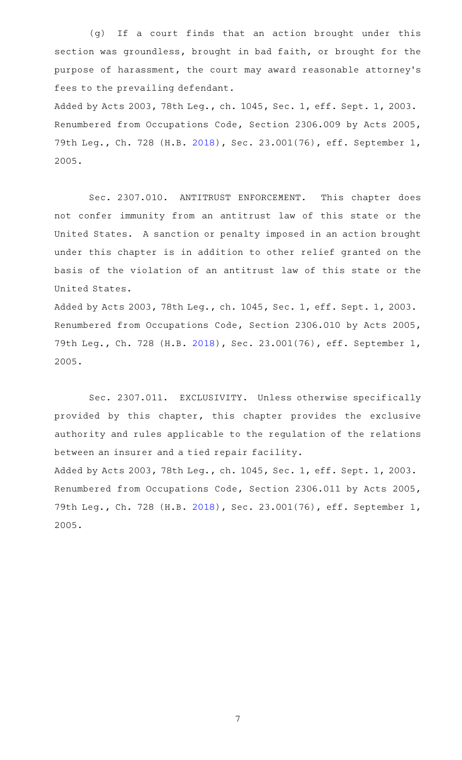(g) If a court finds that an action brought under this section was groundless, brought in bad faith, or brought for the purpose of harassment, the court may award reasonable attorney's fees to the prevailing defendant.

Added by Acts 2003, 78th Leg., ch. 1045, Sec. 1, eff. Sept. 1, 2003.
Renumbered from Occupations Code, Section 2306.009 by Acts 2005, 79th Leg., Ch. 728 (H.B. 2018), Sec. 23.001(76), eff. September 1, 2005.

Sec. 2307.010. ANTITRUST ENFORCEMENT. This chapter does not confer immunity from an antitrust law of this state or the United States. A sanction or penalty imposed in an action brought under this chapter is in addition to other relief granted on the basis of the violation of an antitrust law of this state or the United States.

Added by Acts 2003, 78th Leg., ch. 1045, Sec. 1, eff. Sept. 1, 2003.
Renumbered from Occupations Code, Section 2306.010 by Acts 2005, 79th Leg., Ch. 728 (H.B. 2018), Sec. 23.001(76), eff. September 1, 2005.

Sec. 2307.011. EXCLUSIVITY. Unless otherwise specifically provided by this chapter, this chapter provides the exclusive authority and rules applicable to the regulation of the relations between an insurer and a tied repair facility.

Added by Acts 2003, 78th Leg., ch. 1045, Sec. 1, eff. Sept. 1, 2003.
Renumbered from Occupations Code, Section 2306.011 by Acts 2005, 79th Leg., Ch. 728 (H.B. 2018), Sec. 23.001(76), eff. September 1, 2005.